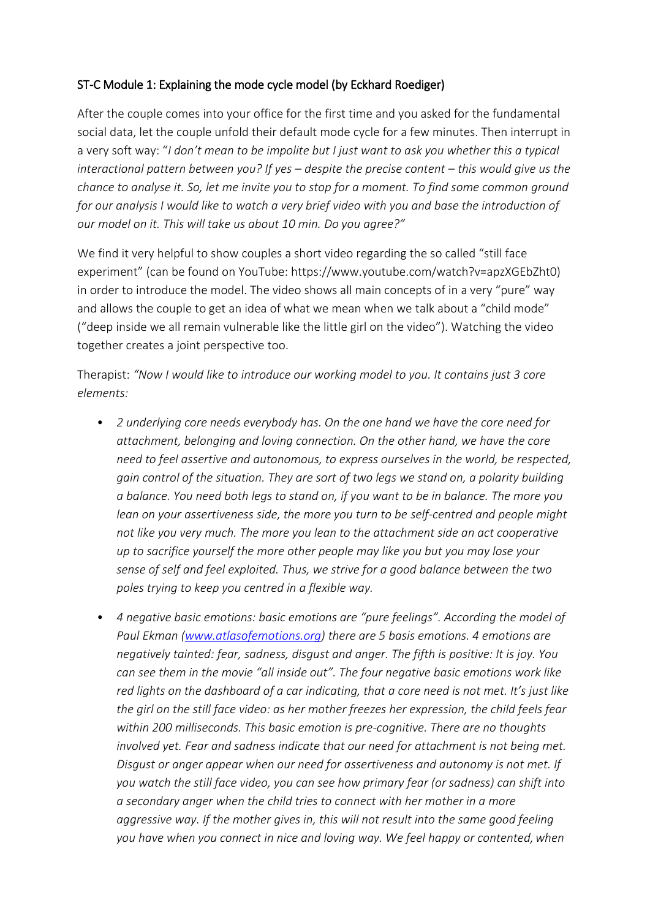ST-C Module 1: Explaining the mode cycle model (by Eckhard Roediger)

After the couple comes into your office for the first time and you asked for the fundamental social data, let the couple unfold their default mode cycle for a few minutes. Then interrupt in a very soft way: "*I don't mean to be impolite but I just want to ask you whether this a typical interactional pattern between you? If yes – despite the precise content – this would give us the chance to analyse it. So, let me invite you to stop for a moment. To find some common ground for our analysis I would like to watch a very brief video with you and base the introduction of our model on it. This will take us about 10 min. Do you agree?*"

We find it very helpful to show couples a short video regarding the so called "still face experiment" (can be found on YouTube: https://www.youtube.com/watch?v=apzXGEbZht0) in order to introduce the model. The video shows all main concepts of in a very "pure" way and allows the couple to get an idea of what we mean when we talk about a "child mode" ("deep inside we all remain vulnerable like the little girl on the video"). Watching the video together creates a joint perspective too.

Therapist: *"Now I would like to introduce our working model to you. It contains just 3 core elements:*

- *2 underlying core needs everybody has. On the one hand we have the core need for attachment, belonging and loving connection. On the other hand, we have the core need to feel assertive and autonomous, to express ourselves in the world, be respected, gain control of the situation. They are sort of two legs we stand on, a polarity building a balance. You need both legs to stand on, if you want to be in balance. The more you lean on your assertiveness side, the more you turn to be self-centred and people might not like you very much. The more you lean to the attachment side an act cooperative up to sacrifice yourself the more other people may like you but you may lose your sense of self and feel exploited. Thus, we strive for a good balance between the two poles trying to keep you centred in a flexible way.*
- *4 negative basic emotions: basic emotions are "pure feelings". According the model of Paul Ekman ([www.atlasofemotions.org](www.atlasofemotions.org)) there are 5 basis emotions. 4 emotions are negatively tainted: fear, sadness, disgust and anger. The fifth is positive: It is joy. You can see them in the movie "all inside out". The four negative basic emotions work like red lights on the dashboard of a car indicating, that a core need is not met. It's just like the girl on the still face video: as her mother freezes her expression, the child feels fear within 200 milliseconds. This basic emotion is pre-cognitive. There are no thoughts involved yet. Fear and sadness indicate that our need for attachment is not being met. Disgust or anger appear when our need for assertiveness and autonomy is not met. If you watch the still face video, you can see how primary fear (or sadness) can shift into a secondary anger when the child tries to connect with her mother in a more aggressive way. If the mother gives in, this will not result into the same good feeling you have when you connect in nice and loving way. We feel happy or contented, when*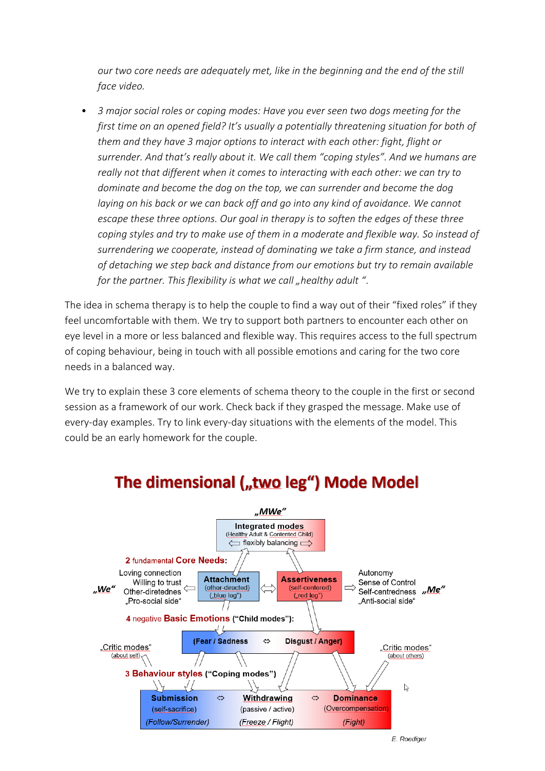*our two core needs are adequately met, like in the beginning and the end of the still face video.*

- *3 major social roles or coping modes: Have you ever seen two dogs meeting for the first time on an opened field? It's usually a potentially threatening situation for both of them and they have 3 major options to interact with each other: fight, flight or surrender. And that's really about it. We call them "coping styles". And we humans are really not that different when it comes to interacting with each other: we can try to dominate and become the dog on the top, we can surrender and become the dog laying on his back or we can back off and go into any kind of avoidance. We cannot escape these three options. Our goal in therapy is to soften the edges of these three coping styles and try to make use of them in a moderate and flexible way. So instead of surrendering we cooperate, instead of dominating we take a firm stance, and instead of detaching we step back and distance from our emotions but try to remain available for the partner. This flexibility is what we call „healthy adult ".*

The idea in schema therapy is to help the couple to find a way out of their "fixed roles" if they feel uncomfortable with them. We try to support both partners to encounter each other on eye level in a more or less balanced and flexible way. This requires access to the full spectrum of coping behaviour, being in touch with all possible emotions and caring for the two core needs in a balanced way.

We try to explain these 3 core elements of schema theory to the couple in the first or second session as a framework of our work. Check back if they grasped the message. Make use of every-day examples. Try to link every-day situations with the elements of the model. This could be an early homework for the couple.

## The dimensional („two leg") Mode Model

„MWe"

Integrated modes
(Healthy Adult & Contented Child)
⇦ flexibly balancing ⇨

2 fundamental Core Needs:

„We"
Loving connection
Willing to trust
Other-diretednes
„Pro-social side"

Attachment
(other-directed)
(„blue leg")

Assertiveness
(self-centered)
(„red leg")

Autonomy
Sense of Control
Self-centredness
„Anti-social side"
„Me"

4 negative Basic Emotions ("Child modes"):

(Fear / Sadness ⇔ Disgust / Anger)

„Critic modes"
(about self)

„Critic modes"
(about others)

3 Behaviour styles ("Coping modes")

Submission (self-sacrifice) (Follow/Surrender) ⇔ Withdrawing (passive / active) (Freeze / Flight) ⇔ Dominance (Overcompensation) (Fight)

E. Roediger